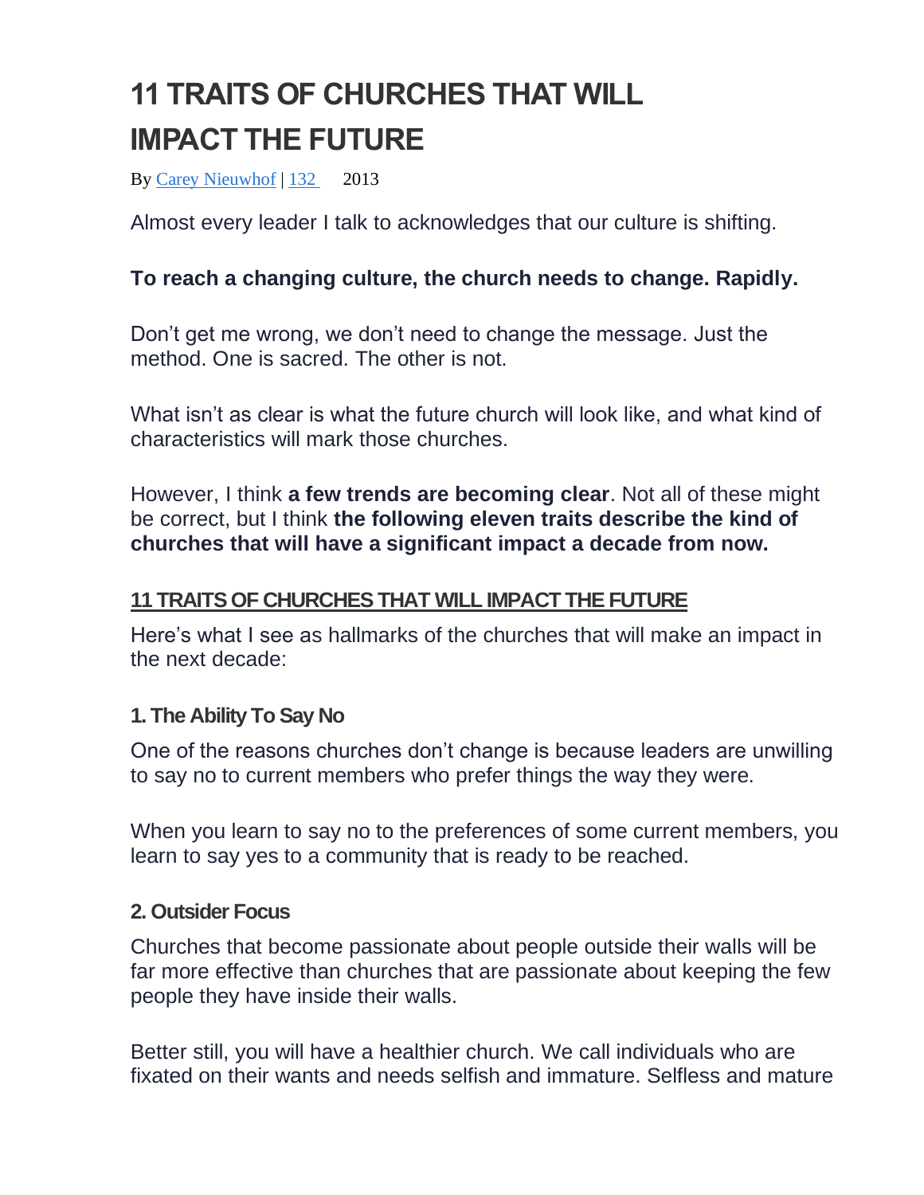# 11 TRAITS OF CHURCHES THAT WILL IMPACT THE FUTURE

By [Carey Nieuwhof](#) | [132](#) 2013

Almost every leader I talk to acknowledges that our culture is shifting.

**To reach a changing culture, the church needs to change. Rapidly.**

Don't get me wrong, we don't need to change the message. Just the method. One is sacred. The other is not.

What isn't as clear is what the future church will look like, and what kind of characteristics will mark those churches.

However, I think **a few trends are becoming clear**. Not all of these might be correct, but I think **the following eleven traits describe the kind of churches that will have a significant impact a decade from now.**

## 11 TRAITS OF CHURCHES THAT WILL IMPACT THE FUTURE

Here's what I see as hallmarks of the churches that will make an impact in the next decade:

### 1. The Ability To Say No

One of the reasons churches don't change is because leaders are unwilling to say no to current members who prefer things the way they were.

When you learn to say no to the preferences of some current members, you learn to say yes to a community that is ready to be reached.

### 2. Outsider Focus

Churches that become passionate about people outside their walls will be far more effective than churches that are passionate about keeping the few people they have inside their walls.

Better still, you will have a healthier church. We call individuals who are fixated on their wants and needs selfish and immature. Selfless and mature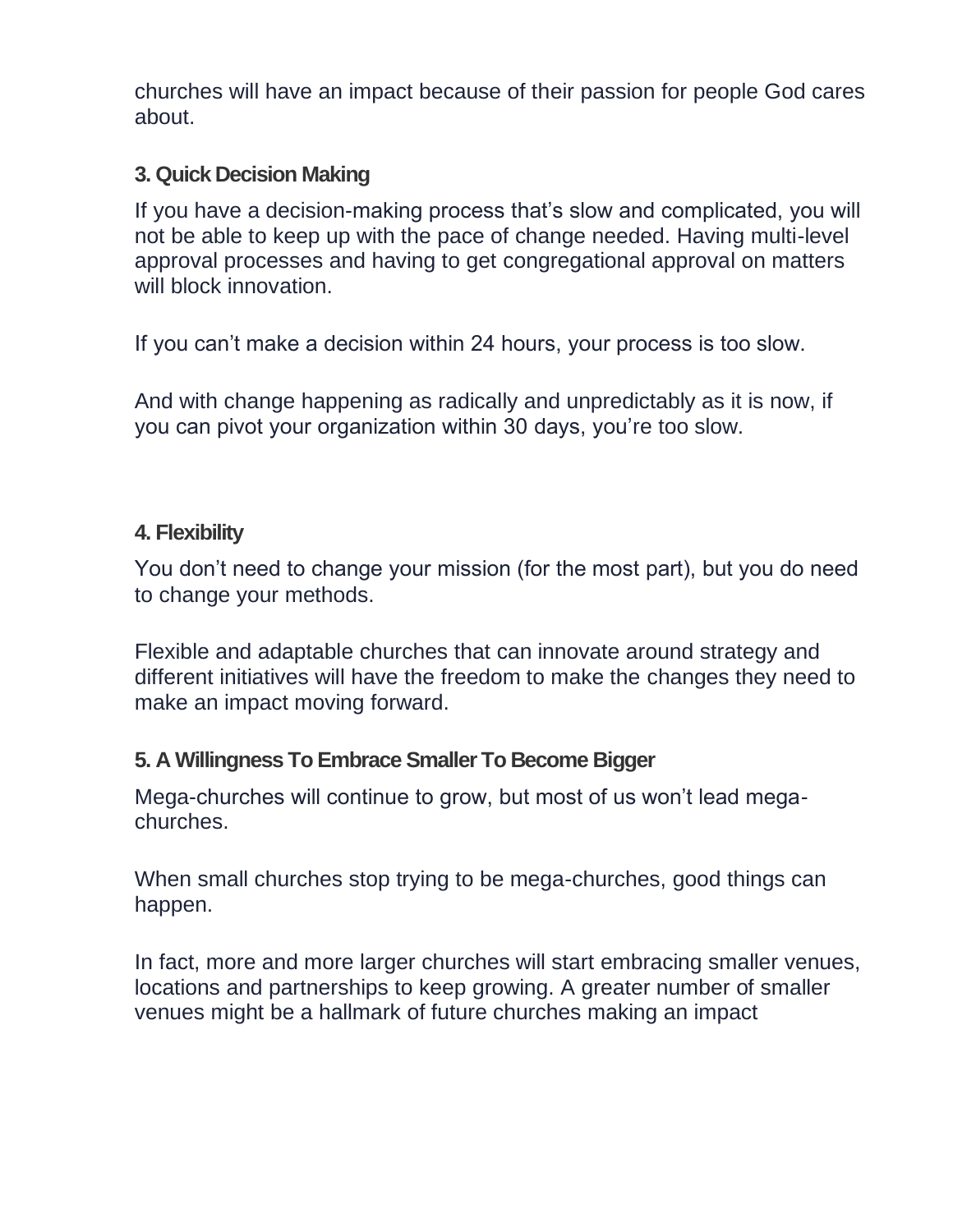churches will have an impact because of their passion for people God cares about.

### 3. Quick Decision Making

If you have a decision-making process that's slow and complicated, you will not be able to keep up with the pace of change needed. Having multi-level approval processes and having to get congregational approval on matters will block innovation.

If you can't make a decision within 24 hours, your process is too slow.

And with change happening as radically and unpredictably as it is now, if you can pivot your organization within 30 days, you're too slow.

### 4. Flexibility

You don't need to change your mission (for the most part), but you do need to change your methods.

Flexible and adaptable churches that can innovate around strategy and different initiatives will have the freedom to make the changes they need to make an impact moving forward.

### 5. A Willingness To Embrace Smaller To Become Bigger

Mega-churches will continue to grow, but most of us won't lead mega-churches.

When small churches stop trying to be mega-churches, good things can happen.

In fact, more and more larger churches will start embracing smaller venues, locations and partnerships to keep growing. A greater number of smaller venues might be a hallmark of future churches making an impact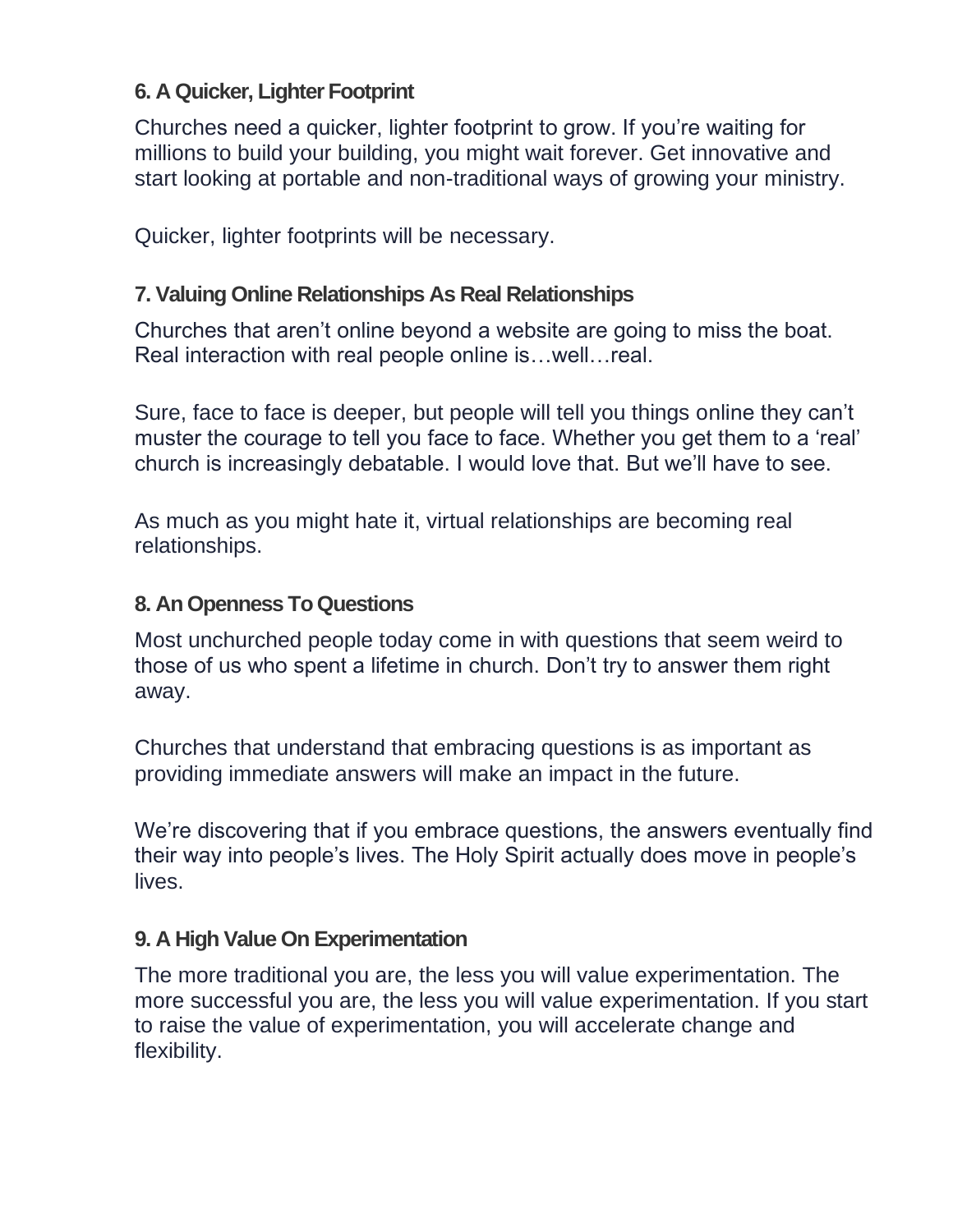### 6. A Quicker, Lighter Footprint

Churches need a quicker, lighter footprint to grow. If you're waiting for millions to build your building, you might wait forever. Get innovative and start looking at portable and non-traditional ways of growing your ministry.

Quicker, lighter footprints will be necessary.

### 7. Valuing Online Relationships As Real Relationships

Churches that aren't online beyond a website are going to miss the boat. Real interaction with real people online is…well…real.

Sure, face to face is deeper, but people will tell you things online they can't muster the courage to tell you face to face. Whether you get them to a 'real' church is increasingly debatable. I would love that. But we'll have to see.

As much as you might hate it, virtual relationships are becoming real relationships.

### 8. An Openness To Questions

Most unchurched people today come in with questions that seem weird to those of us who spent a lifetime in church. Don't try to answer them right away.

Churches that understand that embracing questions is as important as providing immediate answers will make an impact in the future.

We're discovering that if you embrace questions, the answers eventually find their way into people's lives. The Holy Spirit actually does move in people's lives.

### 9. A High Value On Experimentation

The more traditional you are, the less you will value experimentation. The more successful you are, the less you will value experimentation. If you start to raise the value of experimentation, you will accelerate change and flexibility.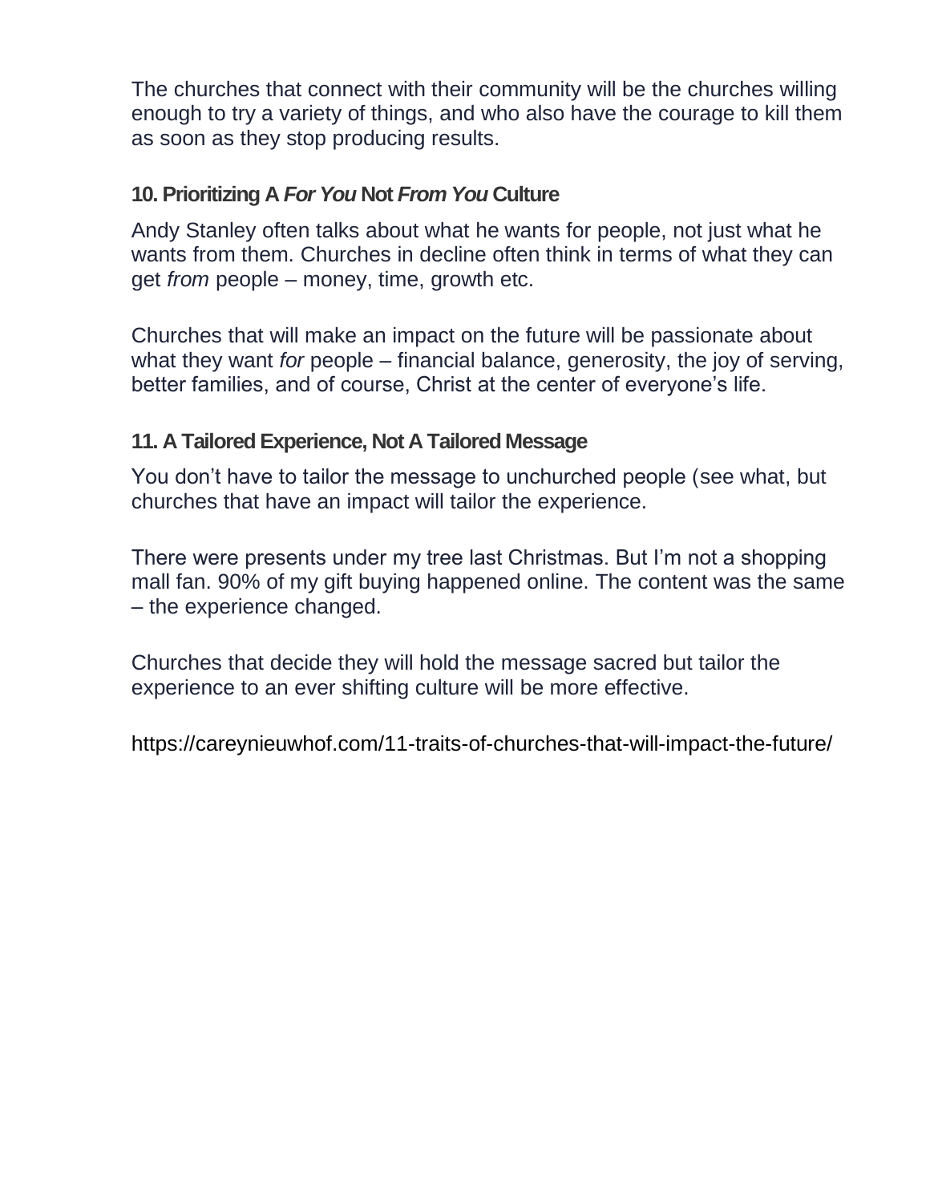The churches that connect with their community will be the churches willing enough to try a variety of things, and who also have the courage to kill them as soon as they stop producing results.

### 10. Prioritizing A *For You* Not *From You* Culture

Andy Stanley often talks about what he wants for people, not just what he wants from them. Churches in decline often think in terms of what they can get *from* people – money, time, growth etc.

Churches that will make an impact on the future will be passionate about what they want *for* people – financial balance, generosity, the joy of serving, better families, and of course, Christ at the center of everyone's life.

### 11. A Tailored Experience, Not A Tailored Message

You don't have to tailor the message to unchurched people (see what, but churches that have an impact will tailor the experience.

There were presents under my tree last Christmas. But I'm not a shopping mall fan. 90% of my gift buying happened online. The content was the same – the experience changed.

Churches that decide they will hold the message sacred but tailor the experience to an ever shifting culture will be more effective.

https://careynieuwhof.com/11-traits-of-churches-that-will-impact-the-future/